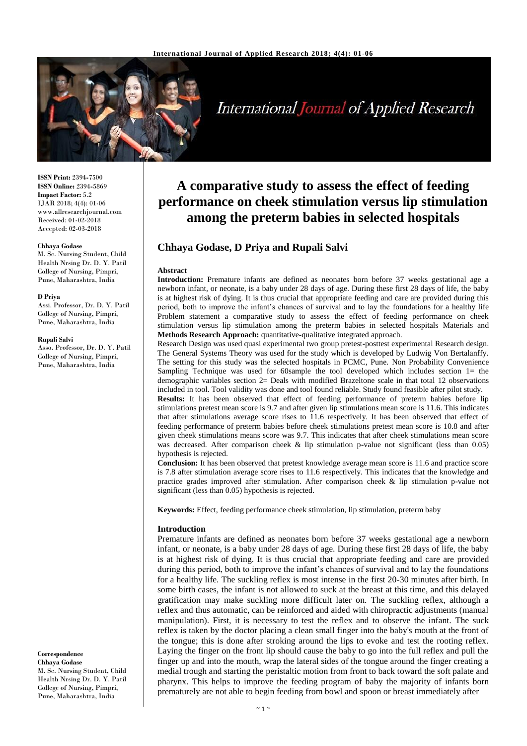**ISSN Print:** 2394-7500
**ISSN Online:** 2394-5869
**Impact Factor:** 5.2
IJAR 2018; 4(4): 01-06
www.allresearchjournal.com
Received: 01-02-2018
Accepted: 02-03-2018

**Chhaya Godase**
M. Sc. Nursing Student, Child Health Nrsing Dr. D. Y. Patil College of Nursing, Pimpri, Pune, Maharashtra, India

**D Priya**
Assi. Professor, Dr. D. Y. Patil College of Nursing, Pimpri, Pune, Maharashtra, India

**Rupali Salvi**
Asso. Professor, Dr. D. Y. Patil College of Nursing, Pimpri, Pune, Maharashtra, India

**Correspondence**
**Chhaya Godase**
M. Sc. Nursing Student, Child Health Nrsing Dr. D. Y. Patil College of Nursing, Pimpri, Pune, Maharashtra, India

# A comparative study to assess the effect of feeding performance on cheek stimulation versus lip stimulation among the preterm babies in selected hospitals

## Chhaya Godase, D Priya and Rupali Salvi

### Abstract

**Introduction:** Premature infants are defined as neonates born before 37 weeks gestational age a newborn infant, or neonate, is a baby under 28 days of age. During these first 28 days of life, the baby is at highest risk of dying. It is thus crucial that appropriate feeding and care are provided during this period, both to improve the infant's chances of survival and to lay the foundations for a healthy life Problem statement a comparative study to assess the effect of feeding performance on cheek stimulation versus lip stimulation among the preterm babies in selected hospitals Materials and **Methods Research Approach:** quantitative-qualitative integrated approach.

Research Design was used quasi experimental two group pretest-posttest experimental Research design. The General Systems Theory was used for the study which is developed by Ludwig Von Bertalanffy. The setting for this study was the selected hospitals in PCMC, Pune. Non Probability Convenience Sampling Technique was used for 60sample the tool developed which includes section 1= the demographic variables section 2= Deals with modified Brazeltone scale in that total 12 observations included in tool. Tool validity was done and tool found reliable. Study found feasible after pilot study.

**Results:** It has been observed that effect of feeding performance of preterm babies before lip stimulations pretest mean score is 9.7 and after given lip stimulations mean score is 11.6. This indicates that after stimulations average score rises to 11.6 respectively. It has been observed that effect of feeding performance of preterm babies before cheek stimulations pretest mean score is 10.8 and after given cheek stimulations means score was 9.7. This indicates that after cheek stimulations mean score was decreased. After comparison cheek & lip stimulation p-value not significant (less than 0.05) hypothesis is rejected.

**Conclusion:** It has been observed that pretest knowledge average mean score is 11.6 and practice score is 7.8 after stimulation average score rises to 11.6 respectively. This indicates that the knowledge and practice grades improved after stimulation. After comparison cheek & lip stimulation p-value not significant (less than 0.05) hypothesis is rejected.

**Keywords:** Effect, feeding performance cheek stimulation, lip stimulation, preterm baby

### Introduction

Premature infants are defined as neonates born before 37 weeks gestational age a newborn infant, or neonate, is a baby under 28 days of age. During these first 28 days of life, the baby is at highest risk of dying. It is thus crucial that appropriate feeding and care are provided during this period, both to improve the infant's chances of survival and to lay the foundations for a healthy life. The suckling reflex is most intense in the first 20-30 minutes after birth. In some birth cases, the infant is not allowed to suck at the breast at this time, and this delayed gratification may make suckling more difficult later on. The suckling reflex, although a reflex and thus automatic, can be reinforced and aided with chiropractic adjustments (manual manipulation). First, it is necessary to test the reflex and to observe the infant. The suck reflex is taken by the doctor placing a clean small finger into the baby's mouth at the front of the tongue; this is done after stroking around the lips to evoke and test the rooting reflex. Laying the finger on the front lip should cause the baby to go into the full reflex and pull the finger up and into the mouth, wrap the lateral sides of the tongue around the finger creating a medial trough and starting the peristaltic motion from front to back toward the soft palate and pharynx. This helps to improve the feeding program of baby the majority of infants born prematurely are not able to begin feeding from bowl and spoon or breast immediately after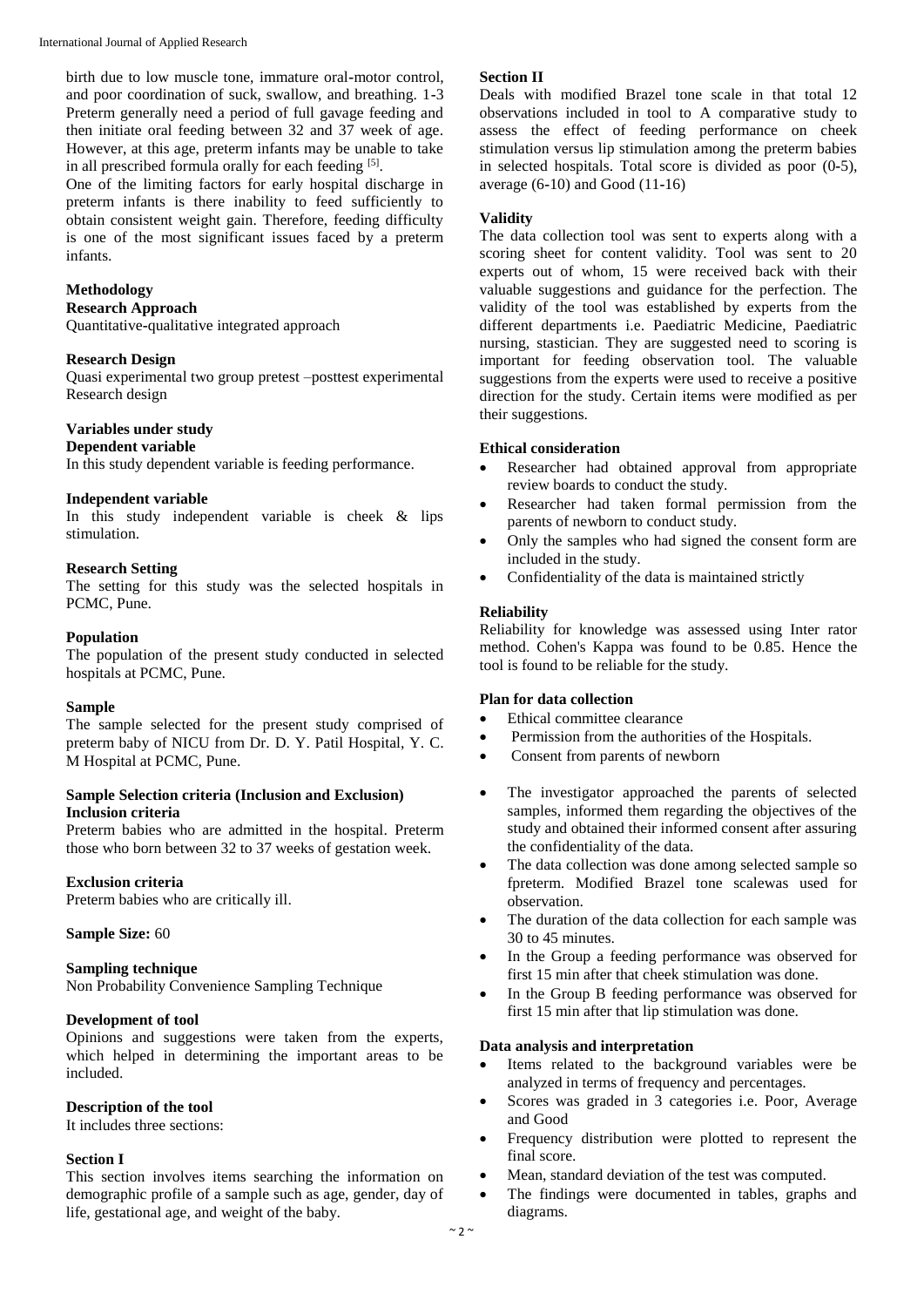birth due to low muscle tone, immature oral-motor control, and poor coordination of suck, swallow, and breathing. 1-3 Preterm generally need a period of full gavage feeding and then initiate oral feeding between 32 and 37 week of age. However, at this age, preterm infants may be unable to take in all prescribed formula orally for each feeding [5].

One of the limiting factors for early hospital discharge in preterm infants is there inability to feed sufficiently to obtain consistent weight gain. Therefore, feeding difficulty is one of the most significant issues faced by a preterm infants.

## Methodology

### Research Approach
Quantitative-qualitative integrated approach

### Research Design
Quasi experimental two group pretest –posttest experimental Research design

### Variables under study

#### Dependent variable
In this study dependent variable is feeding performance.

#### Independent variable
In this study independent variable is cheek & lips stimulation.

### Research Setting
The setting for this study was the selected hospitals in PCMC, Pune.

### Population
The population of the present study conducted in selected hospitals at PCMC, Pune.

### Sample
The sample selected for the present study comprised of preterm baby of NICU from Dr. D. Y. Patil Hospital, Y. C. M Hospital at PCMC, Pune.

### Sample Selection criteria (Inclusion and Exclusion)

#### Inclusion criteria
Preterm babies who are admitted in the hospital. Preterm those who born between 32 to 37 weeks of gestation week.

#### Exclusion criteria
Preterm babies who are critically ill.

**Sample Size:** 60

### Sampling technique
Non Probability Convenience Sampling Technique

### Development of tool
Opinions and suggestions were taken from the experts, which helped in determining the important areas to be included.

### Description of the tool
It includes three sections:

#### Section I
This section involves items searching the information on demographic profile of a sample such as age, gender, day of life, gestational age, and weight of the baby.

#### Section II
Deals with modified Brazel tone scale in that total 12 observations included in tool to A comparative study to assess the effect of feeding performance on cheek stimulation versus lip stimulation among the preterm babies in selected hospitals. Total score is divided as poor (0-5), average (6-10) and Good (11-16)

### Validity
The data collection tool was sent to experts along with a scoring sheet for content validity. Tool was sent to 20 experts out of whom, 15 were received back with their valuable suggestions and guidance for the perfection. The validity of the tool was established by experts from the different departments i.e. Paediatric Medicine, Paediatric nursing, stastician. They are suggested need to scoring is important for feeding observation tool. The valuable suggestions from the experts were used to receive a positive direction for the study. Certain items were modified as per their suggestions.

### Ethical consideration
- Researcher had obtained approval from appropriate review boards to conduct the study.
- Researcher had taken formal permission from the parents of newborn to conduct study.
- Only the samples who had signed the consent form are included in the study.
- Confidentiality of the data is maintained strictly

### Reliability
Reliability for knowledge was assessed using Inter rator method. Cohen's Kappa was found to be 0.85. Hence the tool is found to be reliable for the study.

### Plan for data collection
- Ethical committee clearance
- Permission from the authorities of the Hospitals.
- Consent from parents of newborn

- The investigator approached the parents of selected samples, informed them regarding the objectives of the study and obtained their informed consent after assuring the confidentiality of the data.
- The data collection was done among selected sample so fpreterm. Modified Brazel tone scalewas used for observation.
- The duration of the data collection for each sample was 30 to 45 minutes.
- In the Group a feeding performance was observed for first 15 min after that cheek stimulation was done.
- In the Group B feeding performance was observed for first 15 min after that lip stimulation was done.

### Data analysis and interpretation
- Items related to the background variables were be analyzed in terms of frequency and percentages.
- Scores was graded in 3 categories i.e. Poor, Average and Good
- Frequency distribution were plotted to represent the final score.
- Mean, standard deviation of the test was computed.
- The findings were documented in tables, graphs and diagrams.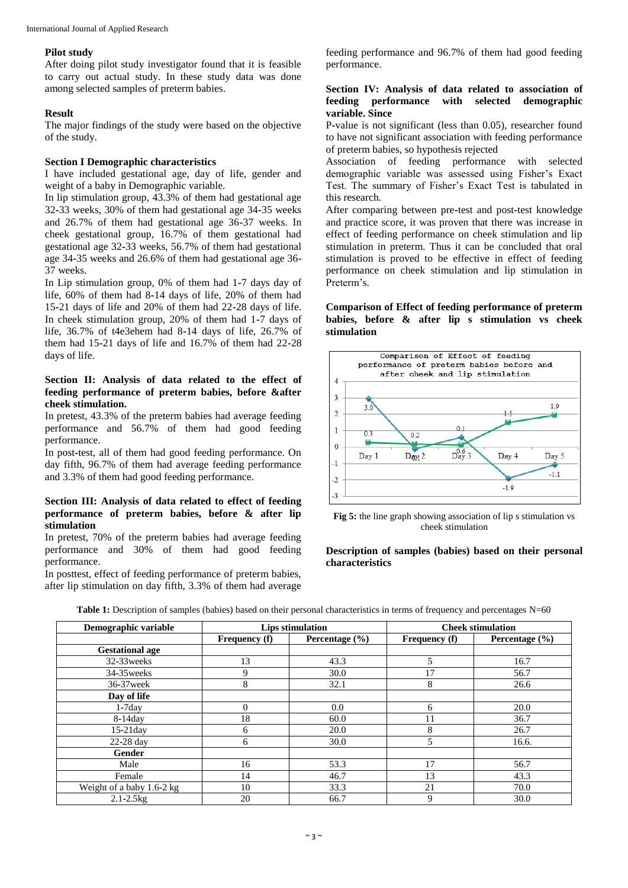### Pilot study

After doing pilot study investigator found that it is feasible to carry out actual study. In these study data was done among selected samples of preterm babies.

### Result

The major findings of the study were based on the objective of the study.

### Section I Demographic characteristics

I have included gestational age, day of life, gender and weight of a baby in Demographic variable.

In lip stimulation group, 43.3% of them had gestational age 32-33 weeks, 30% of them had gestational age 34-35 weeks and 26.7% of them had gestational age 36-37 weeks. In cheek gestational group, 16.7% of them gestational had gestational age 32-33 weeks, 56.7% of them had gestational age 34-35 weeks and 26.6% of them had gestational age 36-37 weeks.

In Lip stimulation group, 0% of them had 1-7 days day of life, 60% of them had 8-14 days of life, 20% of them had 15-21 days of life and 20% of them had 22-28 days of life. In cheek stimulation group, 20% of them had 1-7 days of life, 36.7% of t4e3ehem had 8-14 days of life, 26.7% of them had 15-21 days of life and 16.7% of them had 22-28 days of life.

### Section II: Analysis of data related to the effect of feeding performance of preterm babies, before &after cheek stimulation.

In pretest, 43.3% of the preterm babies had average feeding performance and 56.7% of them had good feeding performance.

In post-test, all of them had good feeding performance. On day fifth, 96.7% of them had average feeding performance and 3.3% of them had good feeding performance.

### Section III: Analysis of data related to effect of feeding performance of preterm babies, before & after lip stimulation

In pretest, 70% of the preterm babies had average feeding performance and 30% of them had good feeding performance.

In posttest, effect of feeding performance of preterm babies, after lip stimulation on day fifth, 3.3% of them had average feeding performance and 96.7% of them had good feeding performance.

### Section IV: Analysis of data related to association of feeding performance with selected demographic variable. Since

P-value is not significant (less than 0.05), researcher found to have not significant association with feeding performance of preterm babies, so hypothesis rejected

Association of feeding performance with selected demographic variable was assessed using Fisher's Exact Test. The summary of Fisher's Exact Test is tabulated in this research.

After comparing between pre-test and post-test knowledge and practice score, it was proven that there was increase in effect of feeding performance on cheek stimulation and lip stimulation in preterm. Thus it can be concluded that oral stimulation is proved to be effective in effect of feeding performance on cheek stimulation and lip stimulation in Preterm's.

### Comparison of Effect of feeding performance of preterm babies, before & after lip s stimulation vs cheek stimulation

**Fig 5:** the line graph showing association of lip s stimulation vs cheek stimulation

### Description of samples (babies) based on their personal characteristics

**Table 1:** Description of samples (babies) based on their personal characteristics in terms of frequency and percentages N=60

| Demographic variable | Lips stimulation | | Cheek stimulation | |
|---|---|---|---|---|
| | Frequency (f) | Percentage (%) | Frequency (f) | Percentage (%) |
| **Gestational age** | | | | |
| 32-33weeks | 13 | 43.3 | 5 | 16.7 |
| 34-35weeks | 9 | 30.0 | 17 | 56.7 |
| 36-37week | 8 | 32.1 | 8 | 26.6 |
| **Day of life** | | | | |
| 1-7day | 0 | 0.0 | 6 | 20.0 |
| 8-14day | 18 | 60.0 | 11 | 36.7 |
| 15-21day | 6 | 20.0 | 8 | 26.7 |
| 22-28 day | 6 | 30.0 | 5 | 16.6. |
| **Gender** | | | | |
| Male | 16 | 53.3 | 17 | 56.7 |
| Female | 14 | 46.7 | 13 | 43.3 |
| Weight of a baby 1.6-2 kg | 10 | 33.3 | 21 | 70.0 |
| 2.1-2.5kg | 20 | 66.7 | 9 | 30.0 |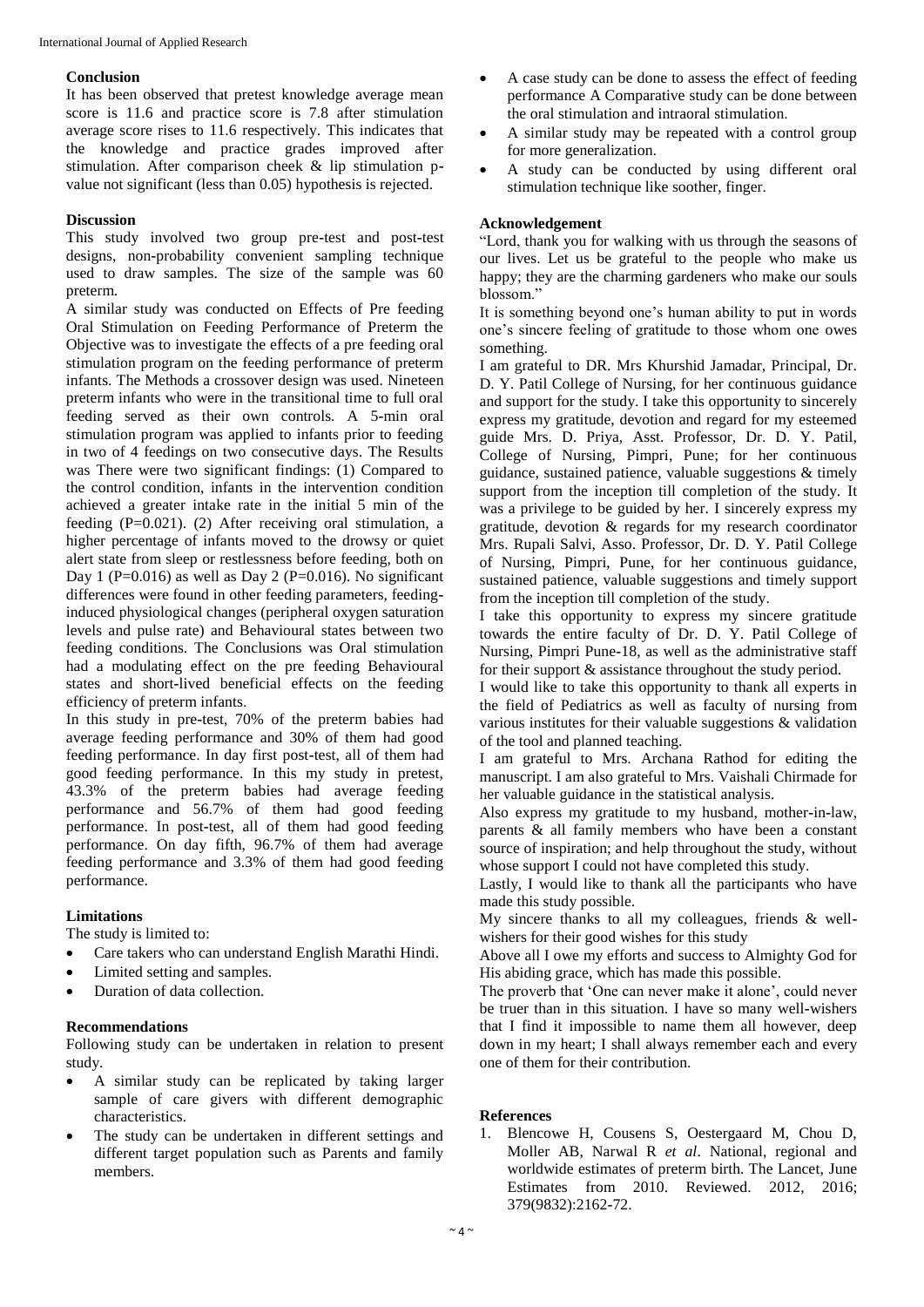## Conclusion

It has been observed that pretest knowledge average mean score is 11.6 and practice score is 7.8 after stimulation average score rises to 11.6 respectively. This indicates that the knowledge and practice grades improved after stimulation. After comparison cheek & lip stimulation p-value not significant (less than 0.05) hypothesis is rejected.

## Discussion

This study involved two group pre-test and post-test designs, non-probability convenient sampling technique used to draw samples. The size of the sample was 60 preterm.

A similar study was conducted on Effects of Pre feeding Oral Stimulation on Feeding Performance of Preterm the Objective was to investigate the effects of a pre feeding oral stimulation program on the feeding performance of preterm infants. The Methods a crossover design was used. Nineteen preterm infants who were in the transitional time to full oral feeding served as their own controls. A 5-min oral stimulation program was applied to infants prior to feeding in two of 4 feedings on two consecutive days. The Results was There were two significant findings: (1) Compared to the control condition, infants in the intervention condition achieved a greater intake rate in the initial 5 min of the feeding (P=0.021). (2) After receiving oral stimulation, a higher percentage of infants moved to the drowsy or quiet alert state from sleep or restlessness before feeding, both on Day 1 (P=0.016) as well as Day 2 (P=0.016). No significant differences were found in other feeding parameters, feeding-induced physiological changes (peripheral oxygen saturation levels and pulse rate) and Behavioural states between two feeding conditions. The Conclusions was Oral stimulation had a modulating effect on the pre feeding Behavioural states and short-lived beneficial effects on the feeding efficiency of preterm infants.

In this study in pre-test, 70% of the preterm babies had average feeding performance and 30% of them had good feeding performance. In day first post-test, all of them had good feeding performance. In this my study in pretest, 43.3% of the preterm babies had average feeding performance and 56.7% of them had good feeding performance. In post-test, all of them had good feeding performance. On day fifth, 96.7% of them had average feeding performance and 3.3% of them had good feeding performance.

## Limitations

The study is limited to:

- Care takers who can understand English Marathi Hindi.
- Limited setting and samples.
- Duration of data collection.

## Recommendations

Following study can be undertaken in relation to present study.

- A similar study can be replicated by taking larger sample of care givers with different demographic characteristics.
- The study can be undertaken in different settings and different target population such as Parents and family members.
- A case study can be done to assess the effect of feeding performance A Comparative study can be done between the oral stimulation and intraoral stimulation.
- A similar study may be repeated with a control group for more generalization.
- A study can be conducted by using different oral stimulation technique like soother, finger.

## Acknowledgement

"Lord, thank you for walking with us through the seasons of our lives. Let us be grateful to the people who make us happy; they are the charming gardeners who make our souls blossom."

It is something beyond one's human ability to put in words one's sincere feeling of gratitude to those whom one owes something.

I am grateful to DR. Mrs Khurshid Jamadar, Principal, Dr. D. Y. Patil College of Nursing, for her continuous guidance and support for the study. I take this opportunity to sincerely express my gratitude, devotion and regard for my esteemed guide Mrs. D. Priya, Asst. Professor, Dr. D. Y. Patil, College of Nursing, Pimpri, Pune; for her continuous guidance, sustained patience, valuable suggestions & timely support from the inception till completion of the study. It was a privilege to be guided by her. I sincerely express my gratitude, devotion & regards for my research coordinator Mrs. Rupali Salvi, Asso. Professor, Dr. D. Y. Patil College of Nursing, Pimpri, Pune, for her continuous guidance, sustained patience, valuable suggestions and timely support from the inception till completion of the study.

I take this opportunity to express my sincere gratitude towards the entire faculty of Dr. D. Y. Patil College of Nursing, Pimpri Pune-18, as well as the administrative staff for their support & assistance throughout the study period.

I would like to take this opportunity to thank all experts in the field of Pediatrics as well as faculty of nursing from various institutes for their valuable suggestions & validation of the tool and planned teaching.

I am grateful to Mrs. Archana Rathod for editing the manuscript. I am also grateful to Mrs. Vaishali Chirmade for her valuable guidance in the statistical analysis.

Also express my gratitude to my husband, mother-in-law, parents & all family members who have been a constant source of inspiration; and help throughout the study, without whose support I could not have completed this study.

Lastly, I would like to thank all the participants who have made this study possible.

My sincere thanks to all my colleagues, friends & well-wishers for their good wishes for this study

Above all I owe my efforts and success to Almighty God for His abiding grace, which has made this possible.

The proverb that 'One can never make it alone', could never be truer than in this situation. I have so many well-wishers that I find it impossible to name them all however, deep down in my heart; I shall always remember each and every one of them for their contribution.

## References

1. Blencowe H, Cousens S, Oestergaard M, Chou D, Moller AB, Narwal R *et al*. National, regional and worldwide estimates of preterm birth. The Lancet, June Estimates from 2010. Reviewed. 2012, 2016; 379(9832):2162-72.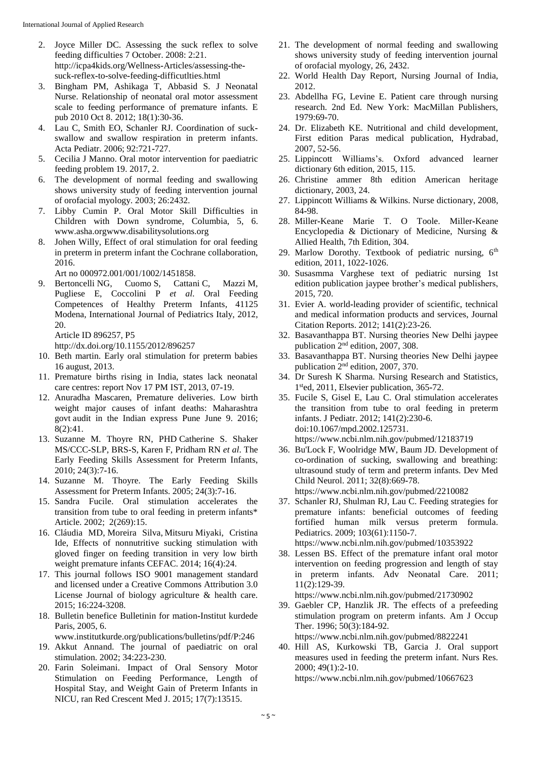2. Joyce Miller DC. Assessing the suck reflex to solve feeding difficulties 7 October. 2008: 2:21. http://icpa4kids.org/Wellness-Articles/assessing-the-suck-reflex-to-solve-feeding-difficutlties.html
3. Bingham PM, Ashikaga T, Abbasid S. J Neonatal Nurse. Relationship of neonatal oral motor assessment scale to feeding performance of premature infants. E pub 2010 Oct 8. 2012; 18(1):30-36.
4. Lau C, Smith EO, Schanler RJ. Coordination of suck-swallow and swallow respiration in preterm infants. Acta Pediatr. 2006; 92:721-727.
5. Cecilia J Manno. Oral motor intervention for paediatric feeding problem 19. 2017, 2.
6. The development of normal feeding and swallowing shows university study of feeding intervention journal of orofacial myology. 2003; 26:2432.
7. Libby Cumin P. Oral Motor Skill Difficulties in Children with Down syndrome, Columbia, 5, 6. www.asha.orgwww.disabilitysolutions.org
8. Johen Willy, Effect of oral stimulation for oral feeding in preterm in preterm infant the Cochrane collaboration, 2016.
   Art no 000972.001/001/1002/1451858.
9. Bertoncelli NG, Cuomo S, Cattani C, Mazzi M, Pugliese E, Coccolini P *et al*. Oral Feeding Competences of Healthy Preterm Infants, 41125 Modena, International Journal of Pediatrics Italy, 2012, 20.
   Article ID 896257, P5
   http://dx.doi.org/10.1155/2012/896257
10. Beth martin. Early oral stimulation for preterm babies 16 august, 2013.
11. Premature births rising in India, states lack neonatal care centres: report Nov 17 PM IST, 2013, 07-19.
12. Anuradha Mascaren, Premature deliveries. Low birth weight major causes of infant deaths: Maharashtra govt audit in the Indian express Pune June 9. 2016; 8(2):41.
13. Suzanne M. Thoyre RN, PHD Catherine S. Shaker MS/CCC-SLP, BRS-S, Karen F, Pridham RN *et al*. The Early Feeding Skills Assessment for Preterm Infants, 2010; 24(3):7-16.
14. Suzanne M. Thoyre. The Early Feeding Skills Assessment for Preterm Infants. 2005; 24(3):7-16.
15. Sandra Fucile. Oral stimulation accelerates the transition from tube to oral feeding in preterm infants* Article. 2002; 2(269):15.
16. Cláudia MD, Moreira Silva, Mitsuru Miyaki, Cristina Ide, Effects of nonnutritive sucking stimulation with gloved finger on feeding transition in very low birth weight premature infants CEFAC. 2014; 16(4):24.
17. This journal follows ISO 9001 management standard and licensed under a Creative Commons Attribution 3.0 License Journal of biology agriculture & health care. 2015; 16:224-3208.
18. Bulletin benefice Bulletinin for mation-Institut kurdede Paris, 2005, 6.
    www.institutkurde.org/publications/bulletins/pdf/P:246
19. Akkut Annand. The journal of paediatric on oral stimulation. 2002; 34:223-230.
20. Farin Soleimani. Impact of Oral Sensory Motor Stimulation on Feeding Performance, Length of Hospital Stay, and Weight Gain of Preterm Infants in NICU, ran Red Crescent Med J. 2015; 17(7):13515.
21. The development of normal feeding and swallowing shows university study of feeding intervention journal of orofacial myology, 26, 2432.
22. World Health Day Report, Nursing Journal of India, 2012.
23. Abdellha FG, Levine E. Patient care through nursing research. 2nd Ed. New York: MacMillan Publishers, 1979:69-70.
24. Dr. Elizabeth KE. Nutritional and child development, First edition Paras medical publication, Hydrabad, 2007, 52-56.
25. Lippincott Williams's. Oxford advanced learner dictionary 6th edition, 2015, 115.
26. Christine ammer 8th edition American heritage dictionary, 2003, 24.
27. Lippincott Williams & Wilkins. Nurse dictionary, 2008, 84-98.
28. Miller-Keane Marie T. O Toole. Miller-Keane Encyclopedia & Dictionary of Medicine, Nursing & Allied Health, 7th Edition, 304.
29. Marlow Dorothy. Textbook of pediatric nursing, 6th edition, 2011, 1022-1026.
30. Susasmma Varghese text of pediatric nursing 1st edition publication jaypee brother's medical publishers, 2015, 720.
31. Evier A. world-leading provider of scientific, technical and medical information products and services, Journal Citation Reports. 2012; 141(2):23-26.
32. Basavanthappa BT. Nursing theories New Delhi jaypee publication 2nd edition, 2007, 308.
33. Basavanthappa BT. Nursing theories New Delhi jaypee publication 2nd edition, 2007, 370.
34. Dr Suresh K Sharma. Nursing Research and Statistics, 1sted, 2011, Elsevier publication, 365-72.
35. Fucile S, Gisel E, Lau C. Oral stimulation accelerates the transition from tube to oral feeding in preterm infants. J Pediatr. 2012; 141(2):230-6. doi:10.1067/mpd.2002.125731.
    https://www.ncbi.nlm.nih.gov/pubmed/12183719
36. Bu'Lock F, Woolridge MW, Baum JD. Development of co-ordination of sucking, swallowing and breathing: ultrasound study of term and preterm infants. Dev Med Child Neurol. 2011; 32(8):669-78.
    https://www.ncbi.nlm.nih.gov/pubmed/2210082
37. Schanler RJ, Shulman RJ, Lau C. Feeding strategies for premature infants: beneficial outcomes of feeding fortified human milk versus preterm formula. Pediatrics. 2009; 103(61):1150-7.
    https://www.ncbi.nlm.nih.gov/pubmed/10353922
38. Lessen BS. Effect of the premature infant oral motor intervention on feeding progression and length of stay in preterm infants. Adv Neonatal Care. 2011; 11(2):129-39.
    https://www.ncbi.nlm.nih.gov/pubmed/21730902
39. Gaebler CP, Hanzlik JR. The effects of a prefeeding stimulation program on preterm infants. Am J Occup Ther. 1996; 50(3):184-92.
    https://www.ncbi.nlm.nih.gov/pubmed/8822241
40. Hill AS, Kurkowski TB, Garcia J. Oral support measures used in feeding the preterm infant. Nurs Res. 2000; 49(1):2-10.
    https://www.ncbi.nlm.nih.gov/pubmed/10667623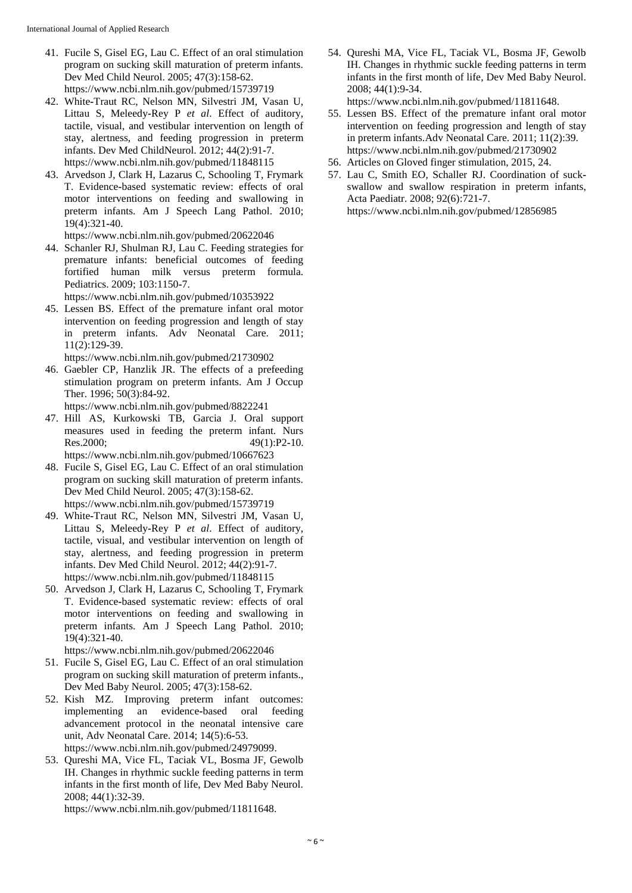41. Fucile S, Gisel EG, Lau C. Effect of an oral stimulation program on sucking skill maturation of preterm infants. Dev Med Child Neurol. 2005; 47(3):158-62. https://www.ncbi.nlm.nih.gov/pubmed/15739719
42. White-Traut RC, Nelson MN, Silvestri JM, Vasan U, Littau S, Meleedy-Rey P *et al*. Effect of auditory, tactile, visual, and vestibular intervention on length of stay, alertness, and feeding progression in preterm infants. Dev Med ChildNeurol. 2012; 44(2):91-7. https://www.ncbi.nlm.nih.gov/pubmed/11848115
43. Arvedson J, Clark H, Lazarus C, Schooling T, Frymark T. Evidence-based systematic review: effects of oral motor interventions on feeding and swallowing in preterm infants. Am J Speech Lang Pathol. 2010; 19(4):321-40. https://www.ncbi.nlm.nih.gov/pubmed/20622046
44. Schanler RJ, Shulman RJ, Lau C. Feeding strategies for premature infants: beneficial outcomes of feeding fortified human milk versus preterm formula. Pediatrics. 2009; 103:1150-7. https://www.ncbi.nlm.nih.gov/pubmed/10353922
45. Lessen BS. Effect of the premature infant oral motor intervention on feeding progression and length of stay in preterm infants. Adv Neonatal Care. 2011; 11(2):129-39. https://www.ncbi.nlm.nih.gov/pubmed/21730902
46. Gaebler CP, Hanzlik JR. The effects of a prefeeding stimulation program on preterm infants. Am J Occup Ther. 1996; 50(3):84-92. https://www.ncbi.nlm.nih.gov/pubmed/8822241
47. Hill AS, Kurkowski TB, Garcia J. Oral support measures used in feeding the preterm infant. Nurs Res.2000; 49(1):P2-10. https://www.ncbi.nlm.nih.gov/pubmed/10667623
48. Fucile S, Gisel EG, Lau C. Effect of an oral stimulation program on sucking skill maturation of preterm infants. Dev Med Child Neurol. 2005; 47(3):158-62. https://www.ncbi.nlm.nih.gov/pubmed/15739719
49. White-Traut RC, Nelson MN, Silvestri JM, Vasan U, Littau S, Meleedy-Rey P *et al*. Effect of auditory, tactile, visual, and vestibular intervention on length of stay, alertness, and feeding progression in preterm infants. Dev Med Child Neurol. 2012; 44(2):91-7. https://www.ncbi.nlm.nih.gov/pubmed/11848115
50. Arvedson J, Clark H, Lazarus C, Schooling T, Frymark T. Evidence-based systematic review: effects of oral motor interventions on feeding and swallowing in preterm infants. Am J Speech Lang Pathol. 2010; 19(4):321-40. https://www.ncbi.nlm.nih.gov/pubmed/20622046
51. Fucile S, Gisel EG, Lau C. Effect of an oral stimulation program on sucking skill maturation of preterm infants., Dev Med Baby Neurol. 2005; 47(3):158-62.
52. Kish MZ. Improving preterm infant outcomes: implementing an evidence-based oral feeding advancement protocol in the neonatal intensive care unit, Adv Neonatal Care. 2014; 14(5):6-53. https://www.ncbi.nlm.nih.gov/pubmed/24979099.
53. Qureshi MA, Vice FL, Taciak VL, Bosma JF, Gewolb IH. Changes in rhythmic suckle feeding patterns in term infants in the first month of life, Dev Med Baby Neurol. 2008; 44(1):32-39. https://www.ncbi.nlm.nih.gov/pubmed/11811648.
54. Qureshi MA, Vice FL, Taciak VL, Bosma JF, Gewolb IH. Changes in rhythmic suckle feeding patterns in term infants in the first month of life, Dev Med Baby Neurol. 2008; 44(1):9-34. https://www.ncbi.nlm.nih.gov/pubmed/11811648.
55. Lessen BS. Effect of the premature infant oral motor intervention on feeding progression and length of stay in preterm infants.Adv Neonatal Care. 2011; 11(2):39. https://www.ncbi.nlm.nih.gov/pubmed/21730902
56. Articles on Gloved finger stimulation, 2015, 24.
57. Lau C, Smith EO, Schaller RJ. Coordination of suck-swallow and swallow respiration in preterm infants, Acta Paediatr. 2008; 92(6):721-7. https://www.ncbi.nlm.nih.gov/pubmed/12856985